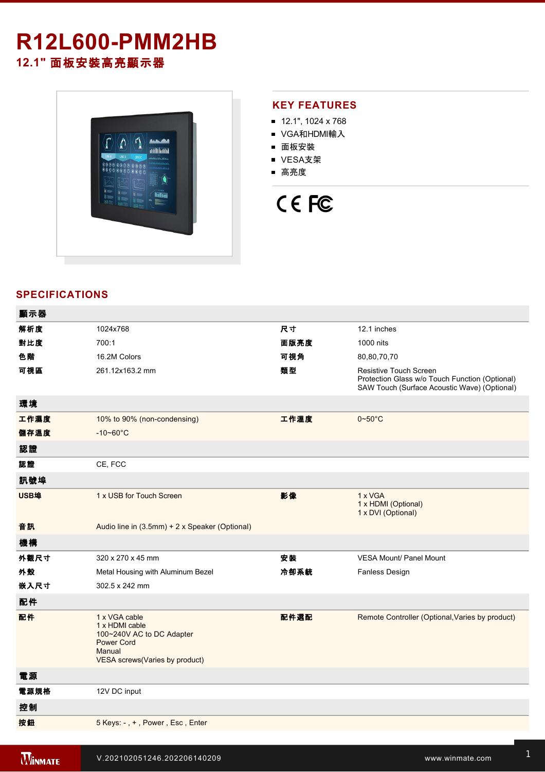# R12L600-PMM2HB

## 12.1" 面板安裝高亮顯示器

## KEY FEATURES

- 12.1", 1024 x 768
- VGA和HDMI輸入
- 面板安裝
- VESA支架
- 高亮度

## SPECIFICATIONS

| 顯示器 | | | |
|---|---|---|---|
| 解析度 | 1024x768 | 尺寸 | 12.1 inches |
| 對比度 | 700:1 | 面版亮度 | 1000 nits |
| 色階 | 16.2M Colors | 可視角 | 80,80,70,70 |
| 可視區 | 261.12x163.2 mm | 類型 | Resistive Touch Screen<br>Protection Glass w/o Touch Function (Optional)<br>SAW Touch (Surface Acoustic Wave) (Optional) |
| **環境** | | | |
| 工作濕度 | 10% to 90% (non-condensing) | 工作溫度 | 0~50°C |
| 儲存溫度 | -10~60°C | | |
| **認證** | | | |
| 認證 | CE, FCC | | |
| **訊號埠** | | | |
| USB埠 | 1 x USB for Touch Screen | 影像 | 1 x VGA<br>1 x HDMI (Optional)<br>1 x DVI (Optional) |
| 音訊 | Audio line in (3.5mm) + 2 x Speaker (Optional) | | |
| **機構** | | | |
| 外觀尺寸 | 320 x 270 x 45 mm | 安裝 | VESA Mount/ Panel Mount |
| 外殼 | Metal Housing with Aluminum Bezel | 冷卻系統 | Fanless Design |
| 嵌入尺寸 | 302.5 x 242 mm | | |
| **配件** | | | |
| 配件 | 1 x VGA cable<br>1 x HDMI cable<br>100~240V AC to DC Adapter<br>Power Cord<br>Manual<br>VESA screws(Varies by product) | 配件選配 | Remote Controller (Optional,Varies by product) |
| **電源** | | | |
| 電源規格 | 12V DC input | | |
| **控制** | | | |
| 按鈕 | 5 Keys: - , + , Power , Esc , Enter | | |

V.202102051246.202206140209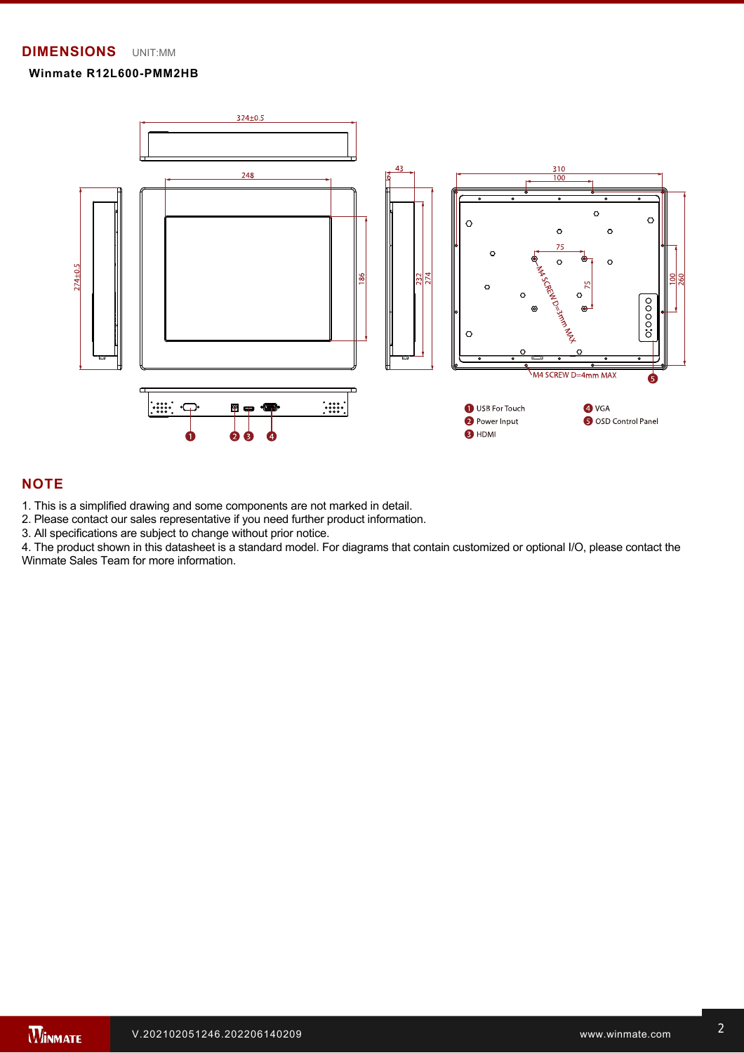## DIMENSIONS UNIT:MM

**Winmate R12L600-PMM2HB**

324±0.5

248

43

6

310

100

75

75

M4 SCREW D=3mm MAX

274±0.5

186

232

274

100

260

M4 SCREW D=4mm MAX

1 USB For Touch
2 Power Input
3 HDMI
4 VGA
5 OSD Control Panel

## NOTE

1. This is a simplified drawing and some components are not marked in detail.
2. Please contact our sales representative if you need further product information.
3. All specifications are subject to change without prior notice.
4. The product shown in this datasheet is a standard model. For diagrams that contain customized or optional I/O, please contact the Winmate Sales Team for more information.